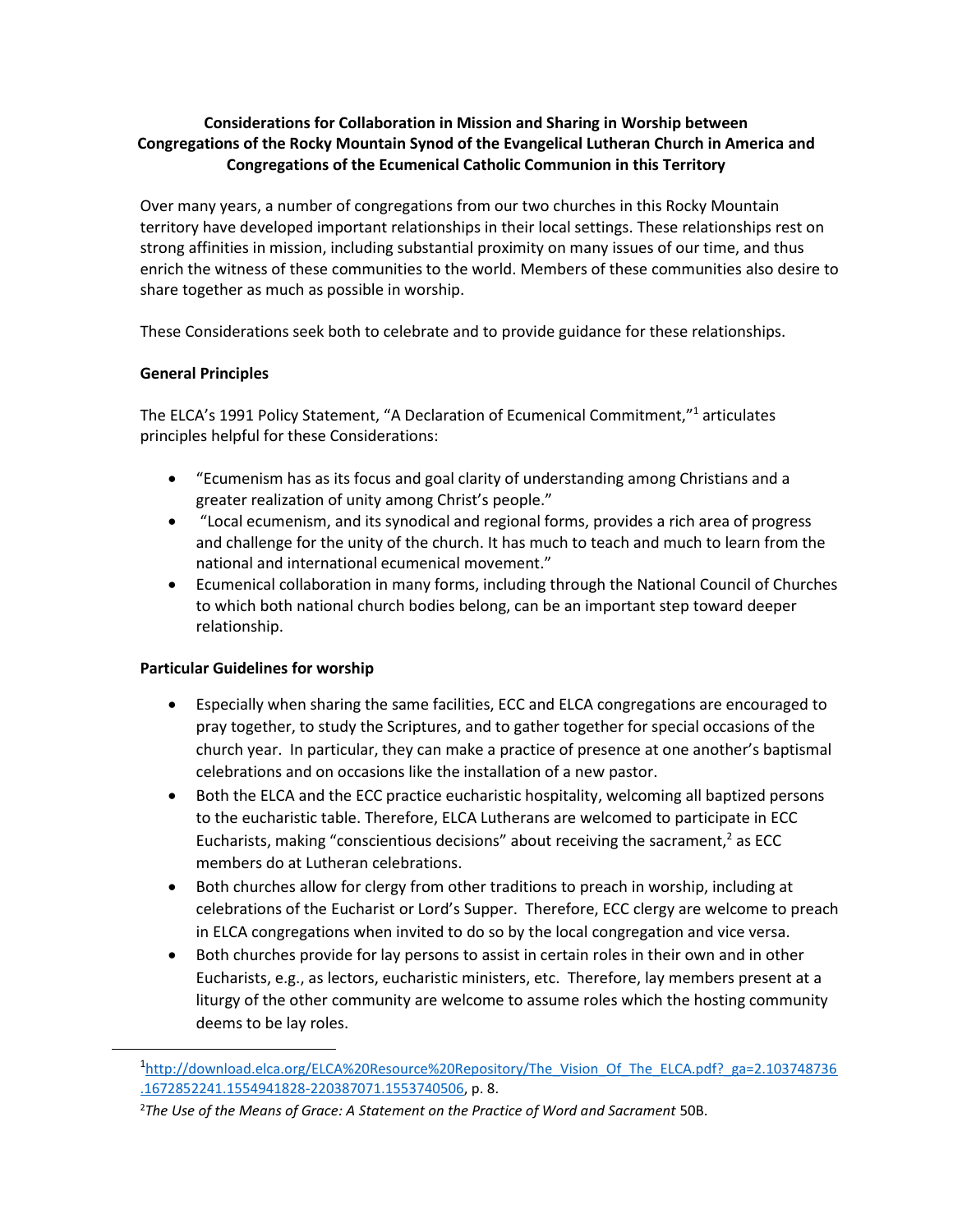# Considerations for Collaboration in Mission and Sharing in Worship between Congregations of the Rocky Mountain Synod of the Evangelical Lutheran Church in America and Congregations of the Ecumenical Catholic Communion in this Territory

Over many years, a number of congregations from our two churches in this Rocky Mountain territory have developed important relationships in their local settings. These relationships rest on strong affinities in mission, including substantial proximity on many issues of our time, and thus enrich the witness of these communities to the world. Members of these communities also desire to share together as much as possible in worship.

These Considerations seek both to celebrate and to provide guidance for these relationships.

## General Principles

The ELCA's 1991 Policy Statement, "A Declaration of Ecumenical Commitment,"[1] articulates principles helpful for these Considerations:

- "Ecumenism has as its focus and goal clarity of understanding among Christians and a greater realization of unity among Christ's people."
- "Local ecumenism, and its synodical and regional forms, provides a rich area of progress and challenge for the unity of the church. It has much to teach and much to learn from the national and international ecumenical movement."
- Ecumenical collaboration in many forms, including through the National Council of Churches to which both national church bodies belong, can be an important step toward deeper relationship.

## Particular Guidelines for worship

- Especially when sharing the same facilities, ECC and ELCA congregations are encouraged to pray together, to study the Scriptures, and to gather together for special occasions of the church year. In particular, they can make a practice of presence at one another's baptismal celebrations and on occasions like the installation of a new pastor.
- Both the ELCA and the ECC practice eucharistic hospitality, welcoming all baptized persons to the eucharistic table. Therefore, ELCA Lutherans are welcomed to participate in ECC Eucharists, making "conscientious decisions" about receiving the sacrament,[2] as ECC members do at Lutheran celebrations.
- Both churches allow for clergy from other traditions to preach in worship, including at celebrations of the Eucharist or Lord's Supper. Therefore, ECC clergy are welcome to preach in ELCA congregations when invited to do so by the local congregation and vice versa.
- Both churches provide for lay persons to assist in certain roles in their own and in other Eucharists, e.g., as lectors, eucharistic ministers, etc. Therefore, lay members present at a liturgy of the other community are welcome to assume roles which the hosting community deems to be lay roles.

---

[1] http://download.elca.org/ELCA%20Resource%20Repository/The_Vision_Of_The_ELCA.pdf?_ga=2.103748736.1672852241.1554941828-220387071.1553740506, p. 8.

[2] *The Use of the Means of Grace: A Statement on the Practice of Word and Sacrament* 50B.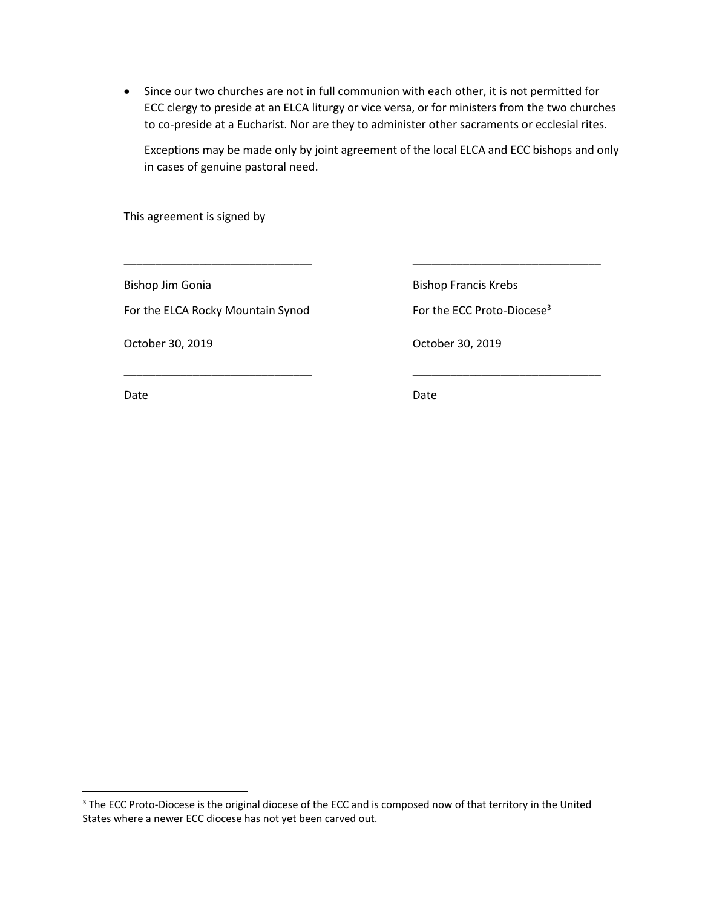- Since our two churches are not in full communion with each other, it is not permitted for ECC clergy to preside at an ELCA liturgy or vice versa, or for ministers from the two churches to co-preside at a Eucharist. Nor are they to administer other sacraments or ecclesial rites.

  Exceptions may be made only by joint agreement of the local ELCA and ECC bishops and only in cases of genuine pastoral need.

This agreement is signed by

| | |
|---|---|
| ______________________________ | ______________________________ |
| Bishop Jim Gonia | Bishop Francis Krebs |
| For the ELCA Rocky Mountain Synod | For the ECC Proto-Diocese[3] |
| October 30, 2019 | October 30, 2019 |
| ______________________________ | ______________________________ |
| Date | Date |

[3] The ECC Proto-Diocese is the original diocese of the ECC and is composed now of that territory in the United States where a newer ECC diocese has not yet been carved out.